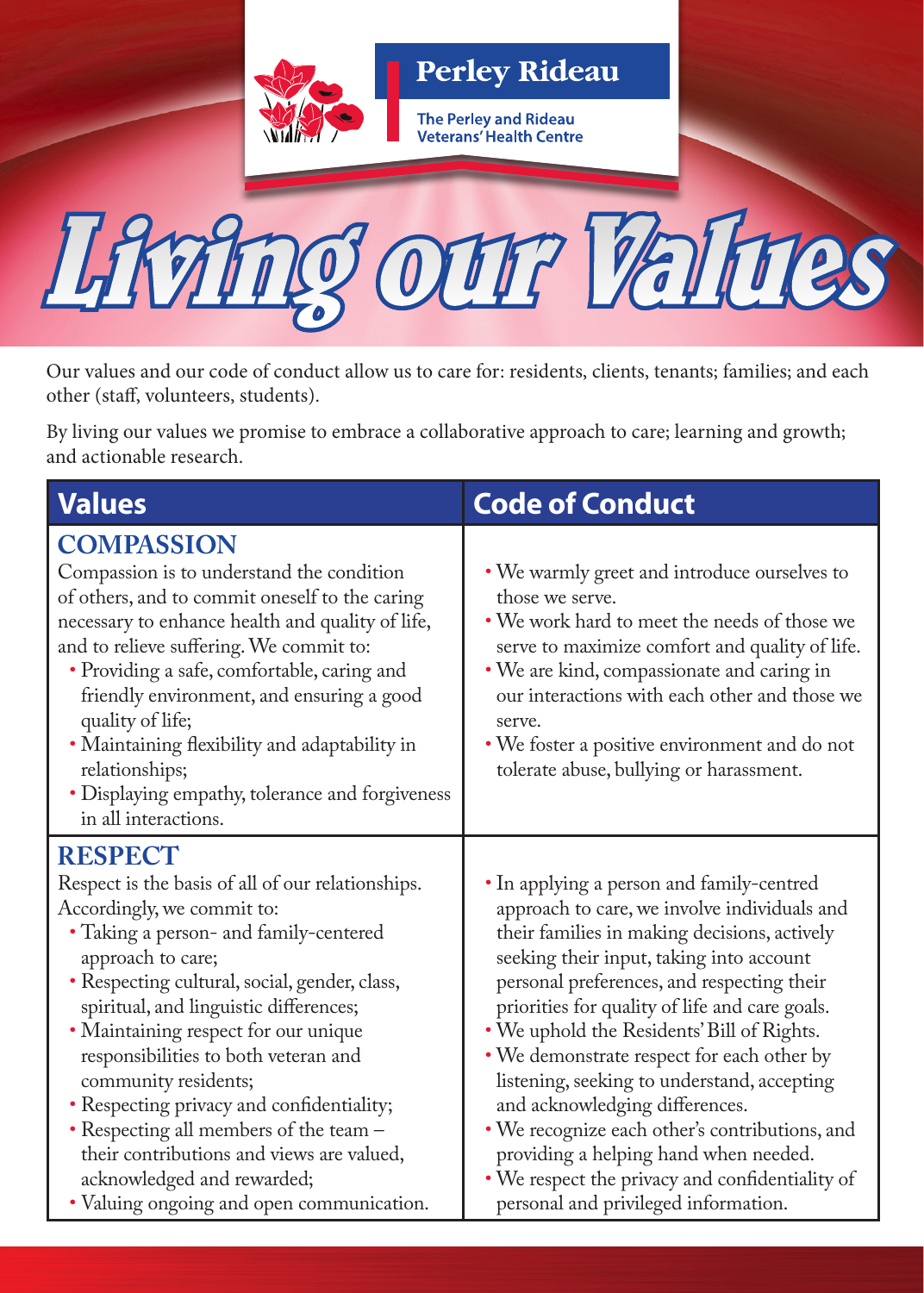Perley Rideau

The Perley and Rideau Veterans' Health Centre

# Living our Values

Our values and our code of conduct allow us to care for: residents, clients, tenants; families; and each other (staff, volunteers, students).

By living our values we promise to embrace a collaborative approach to care; learning and growth; and actionable research.

| Values | Code of Conduct |
|---|---|
| **COMPASSION**<br>Compassion is to understand the condition of others, and to commit oneself to the caring necessary to enhance health and quality of life, and to relieve suffering. We commit to:<br>• Providing a safe, comfortable, caring and friendly environment, and ensuring a good quality of life;<br>• Maintaining flexibility and adaptability in relationships;<br>• Displaying empathy, tolerance and forgiveness in all interactions. | • We warmly greet and introduce ourselves to those we serve.<br>• We work hard to meet the needs of those we serve to maximize comfort and quality of life.<br>• We are kind, compassionate and caring in our interactions with each other and those we serve.<br>• We foster a positive environment and do not tolerate abuse, bullying or harassment. |
| **RESPECT**<br>Respect is the basis of all of our relationships. Accordingly, we commit to:<br>• Taking a person- and family-centered approach to care;<br>• Respecting cultural, social, gender, class, spiritual, and linguistic differences;<br>• Maintaining respect for our unique responsibilities to both veteran and community residents;<br>• Respecting privacy and confidentiality;<br>• Respecting all members of the team – their contributions and views are valued, acknowledged and rewarded;<br>• Valuing ongoing and open communication. | • In applying a person and family-centred approach to care, we involve individuals and their families in making decisions, actively seeking their input, taking into account personal preferences, and respecting their priorities for quality of life and care goals.<br>• We uphold the Residents' Bill of Rights.<br>• We demonstrate respect for each other by listening, seeking to understand, accepting and acknowledging differences.<br>• We recognize each other's contributions, and providing a helping hand when needed.<br>• We respect the privacy and confidentiality of personal and privileged information. |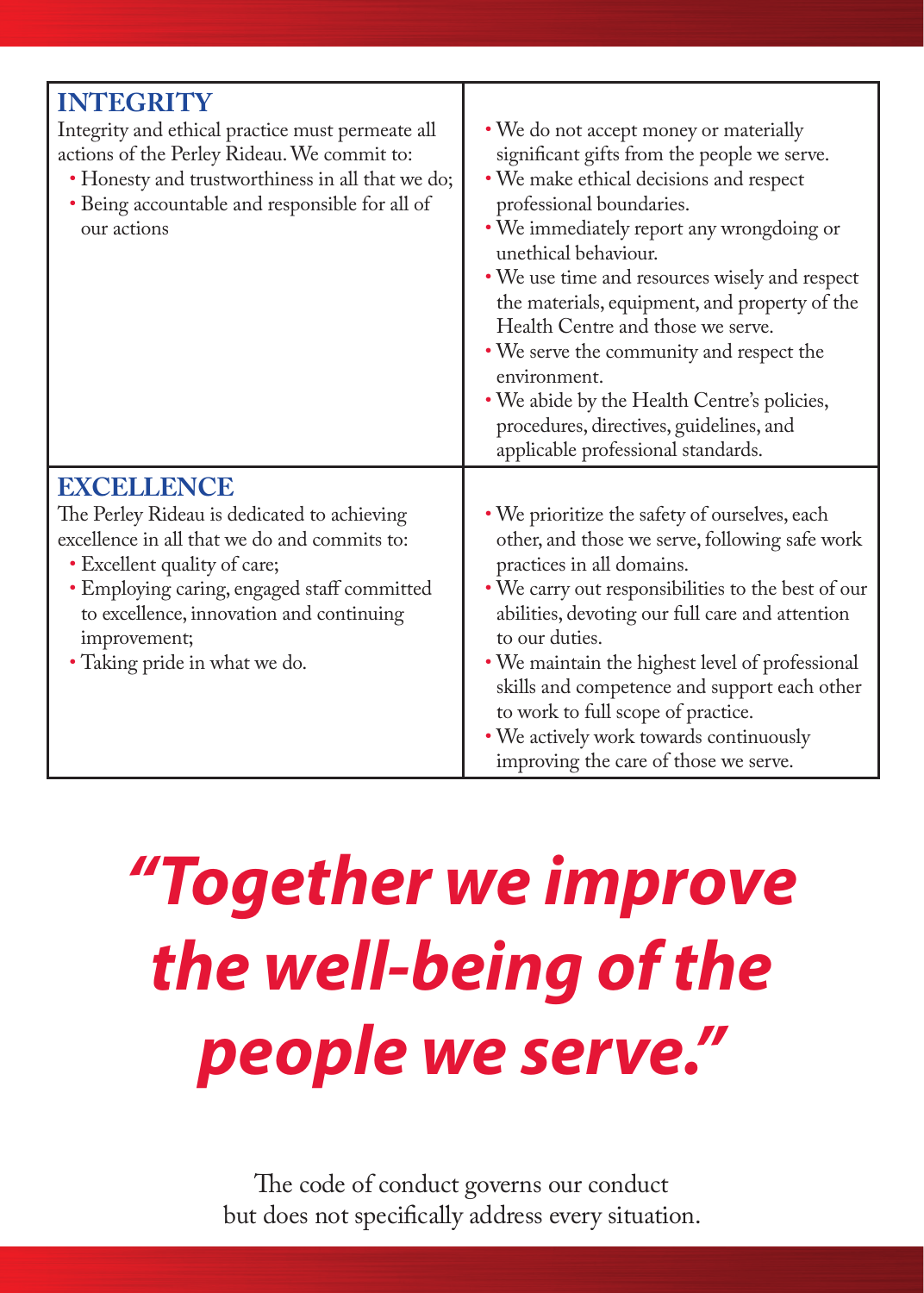| | |
|---|---|
| **INTEGRITY**<br>Integrity and ethical practice must permeate all actions of the Perley Rideau. We commit to:<br>• Honesty and trustworthiness in all that we do;<br>• Being accountable and responsible for all of our actions | • We do not accept money or materially significant gifts from the people we serve.<br>• We make ethical decisions and respect professional boundaries.<br>• We immediately report any wrongdoing or unethical behaviour.<br>• We use time and resources wisely and respect the materials, equipment, and property of the Health Centre and those we serve.<br>• We serve the community and respect the environment.<br>• We abide by the Health Centre's policies, procedures, directives, guidelines, and applicable professional standards. |
| **EXCELLENCE**<br>The Perley Rideau is dedicated to achieving excellence in all that we do and commits to:<br>• Excellent quality of care;<br>• Employing caring, engaged staff committed to excellence, innovation and continuing improvement;<br>• Taking pride in what we do. | • We prioritize the safety of ourselves, each other, and those we serve, following safe work practices in all domains.<br>• We carry out responsibilities to the best of our abilities, devoting our full care and attention to our duties.<br>• We maintain the highest level of professional skills and competence and support each other to work to full scope of practice.<br>• We actively work towards continuously improving the care of those we serve. |

***"Together we improve the well-being of the people we serve."***

The code of conduct governs our conduct but does not specifically address every situation.